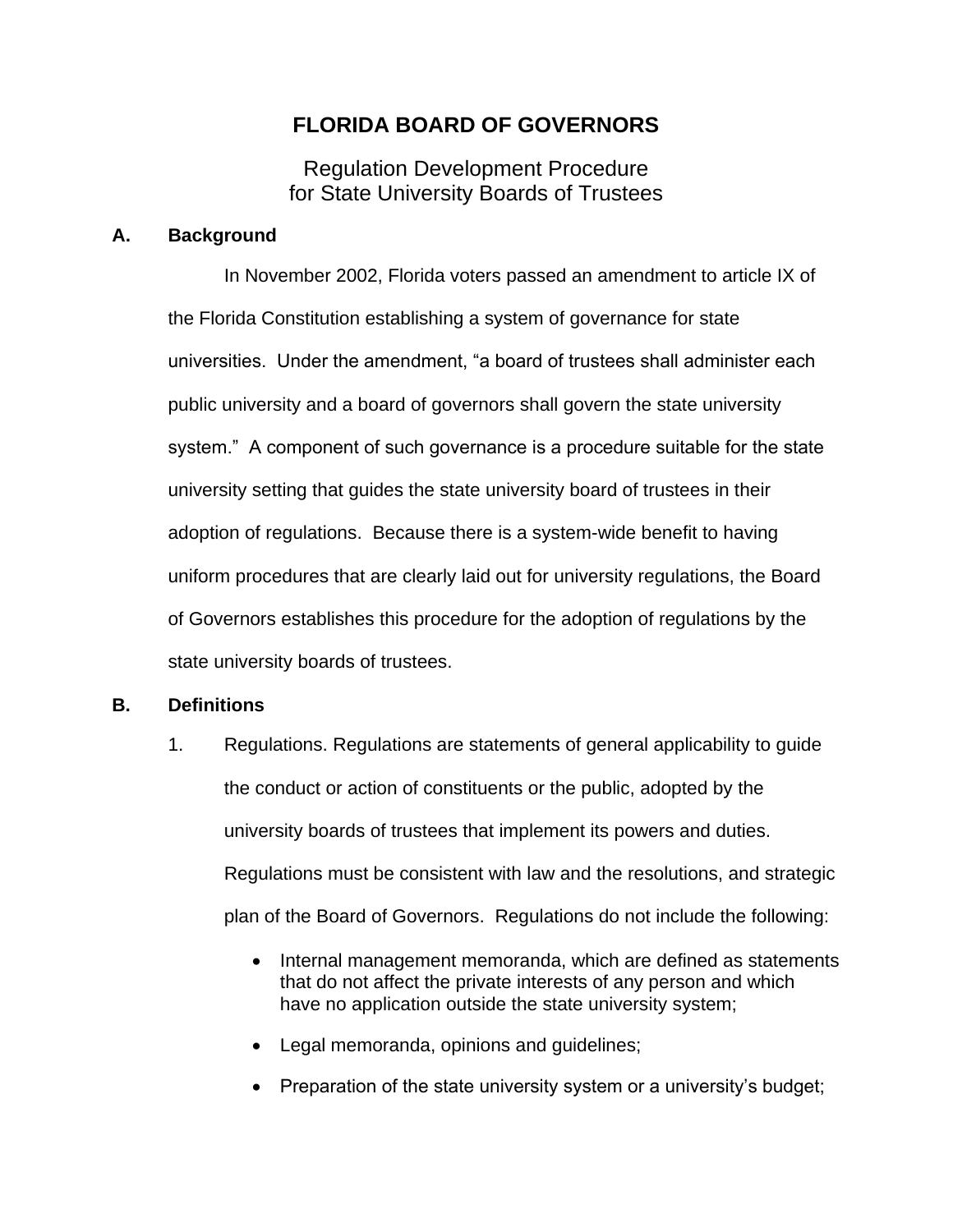# FLORIDA BOARD OF GOVERNORS

Regulation Development Procedure
for State University Boards of Trustees

## A. Background

In November 2002, Florida voters passed an amendment to article IX of the Florida Constitution establishing a system of governance for state universities. Under the amendment, "a board of trustees shall administer each public university and a board of governors shall govern the state university system." A component of such governance is a procedure suitable for the state university setting that guides the state university board of trustees in their adoption of regulations. Because there is a system-wide benefit to having uniform procedures that are clearly laid out for university regulations, the Board of Governors establishes this procedure for the adoption of regulations by the state university boards of trustees.

## B. Definitions

1. Regulations. Regulations are statements of general applicability to guide the conduct or action of constituents or the public, adopted by the university boards of trustees that implement its powers and duties. Regulations must be consistent with law and the resolutions, and strategic plan of the Board of Governors. Regulations do not include the following:

   - Internal management memoranda, which are defined as statements that do not affect the private interests of any person and which have no application outside the state university system;
   - Legal memoranda, opinions and guidelines;
   - Preparation of the state university system or a university's budget;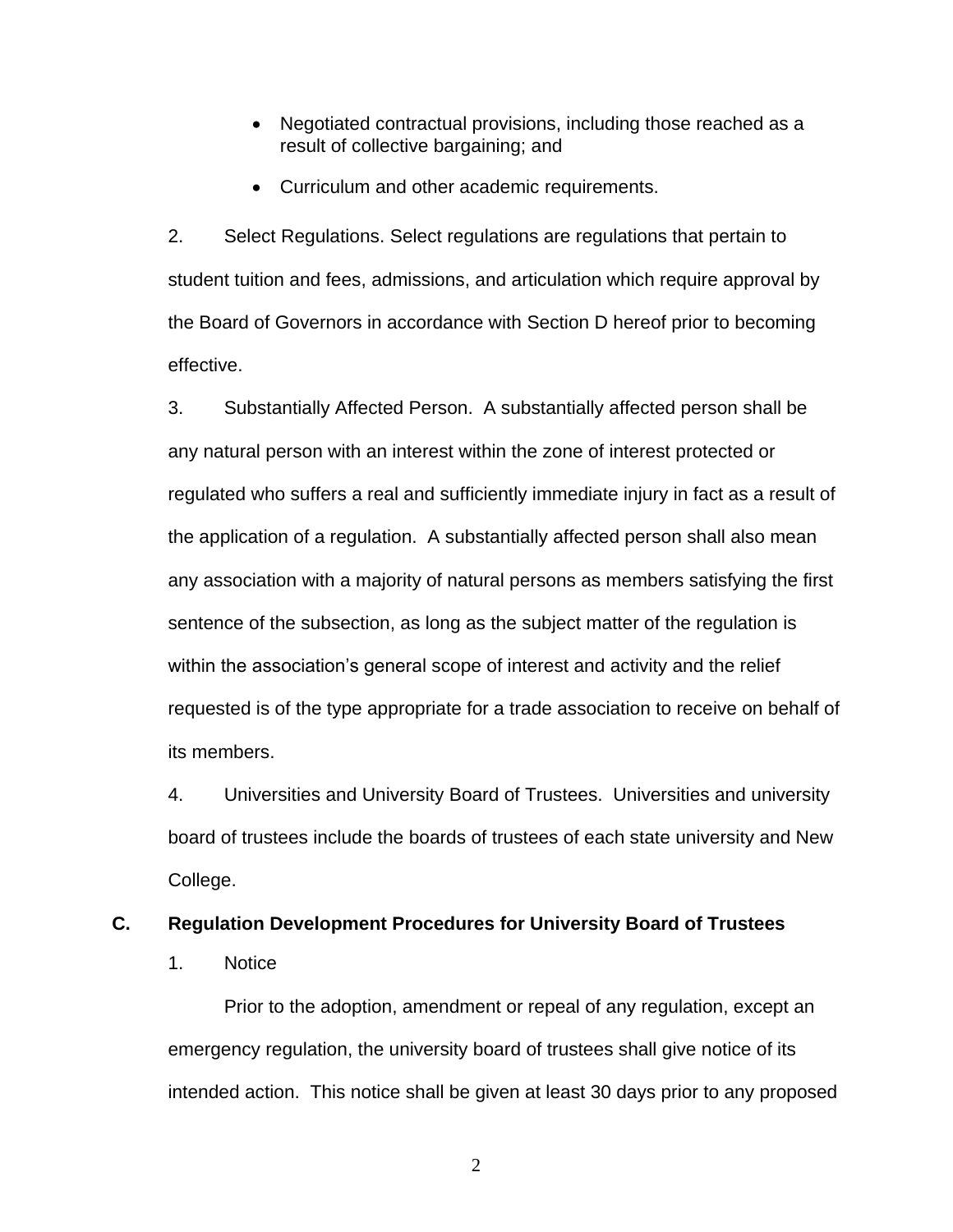- Negotiated contractual provisions, including those reached as a result of collective bargaining; and
- Curriculum and other academic requirements.

2. Select Regulations. Select regulations are regulations that pertain to student tuition and fees, admissions, and articulation which require approval by the Board of Governors in accordance with Section D hereof prior to becoming effective.

3. Substantially Affected Person. A substantially affected person shall be any natural person with an interest within the zone of interest protected or regulated who suffers a real and sufficiently immediate injury in fact as a result of the application of a regulation. A substantially affected person shall also mean any association with a majority of natural persons as members satisfying the first sentence of the subsection, as long as the subject matter of the regulation is within the association's general scope of interest and activity and the relief requested is of the type appropriate for a trade association to receive on behalf of its members.

4. Universities and University Board of Trustees. Universities and university board of trustees include the boards of trustees of each state university and New College.

## C. Regulation Development Procedures for University Board of Trustees

1. Notice

Prior to the adoption, amendment or repeal of any regulation, except an emergency regulation, the university board of trustees shall give notice of its intended action. This notice shall be given at least 30 days prior to any proposed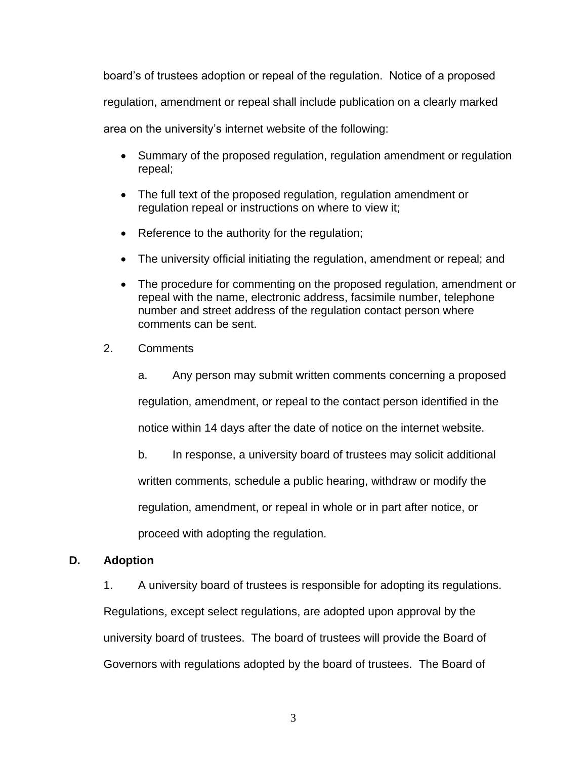board's of trustees adoption or repeal of the regulation. Notice of a proposed regulation, amendment or repeal shall include publication on a clearly marked area on the university's internet website of the following:

- Summary of the proposed regulation, regulation amendment or regulation repeal;
- The full text of the proposed regulation, regulation amendment or regulation repeal or instructions on where to view it;
- Reference to the authority for the regulation;
- The university official initiating the regulation, amendment or repeal; and
- The procedure for commenting on the proposed regulation, amendment or repeal with the name, electronic address, facsimile number, telephone number and street address of the regulation contact person where comments can be sent.

2. Comments

a. Any person may submit written comments concerning a proposed regulation, amendment, or repeal to the contact person identified in the notice within 14 days after the date of notice on the internet website.

b. In response, a university board of trustees may solicit additional written comments, schedule a public hearing, withdraw or modify the regulation, amendment, or repeal in whole or in part after notice, or proceed with adopting the regulation.

## D. Adoption

1. A university board of trustees is responsible for adopting its regulations. Regulations, except select regulations, are adopted upon approval by the university board of trustees. The board of trustees will provide the Board of Governors with regulations adopted by the board of trustees. The Board of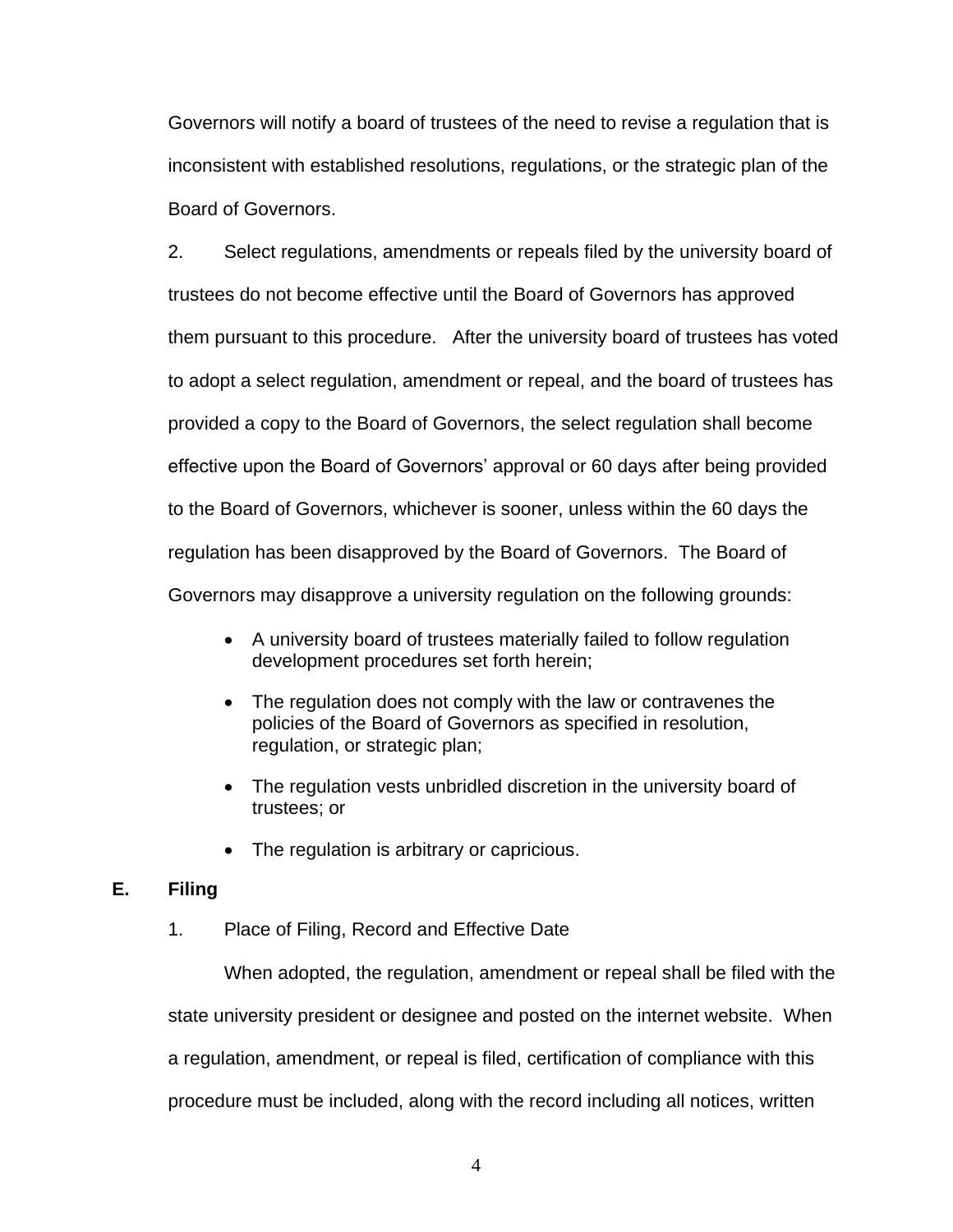Governors will notify a board of trustees of the need to revise a regulation that is inconsistent with established resolutions, regulations, or the strategic plan of the Board of Governors.

2. Select regulations, amendments or repeals filed by the university board of trustees do not become effective until the Board of Governors has approved them pursuant to this procedure. After the university board of trustees has voted to adopt a select regulation, amendment or repeal, and the board of trustees has provided a copy to the Board of Governors, the select regulation shall become effective upon the Board of Governors' approval or 60 days after being provided to the Board of Governors, whichever is sooner, unless within the 60 days the regulation has been disapproved by the Board of Governors. The Board of Governors may disapprove a university regulation on the following grounds:

- A university board of trustees materially failed to follow regulation development procedures set forth herein;
- The regulation does not comply with the law or contravenes the policies of the Board of Governors as specified in resolution, regulation, or strategic plan;
- The regulation vests unbridled discretion in the university board of trustees; or
- The regulation is arbitrary or capricious.

**E. Filing**

1. Place of Filing, Record and Effective Date

When adopted, the regulation, amendment or repeal shall be filed with the state university president or designee and posted on the internet website. When a regulation, amendment, or repeal is filed, certification of compliance with this procedure must be included, along with the record including all notices, written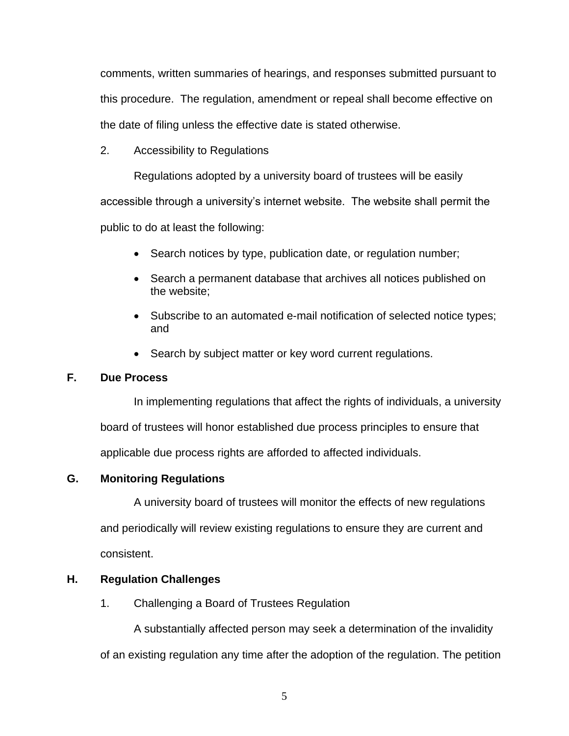comments, written summaries of hearings, and responses submitted pursuant to this procedure. The regulation, amendment or repeal shall become effective on the date of filing unless the effective date is stated otherwise.

2. Accessibility to Regulations

Regulations adopted by a university board of trustees will be easily accessible through a university's internet website. The website shall permit the public to do at least the following:

- Search notices by type, publication date, or regulation number;
- Search a permanent database that archives all notices published on the website;
- Subscribe to an automated e-mail notification of selected notice types; and
- Search by subject matter or key word current regulations.

## F. Due Process

In implementing regulations that affect the rights of individuals, a university board of trustees will honor established due process principles to ensure that applicable due process rights are afforded to affected individuals.

## G. Monitoring Regulations

A university board of trustees will monitor the effects of new regulations and periodically will review existing regulations to ensure they are current and consistent.

## H. Regulation Challenges

1. Challenging a Board of Trustees Regulation

A substantially affected person may seek a determination of the invalidity of an existing regulation any time after the adoption of the regulation. The petition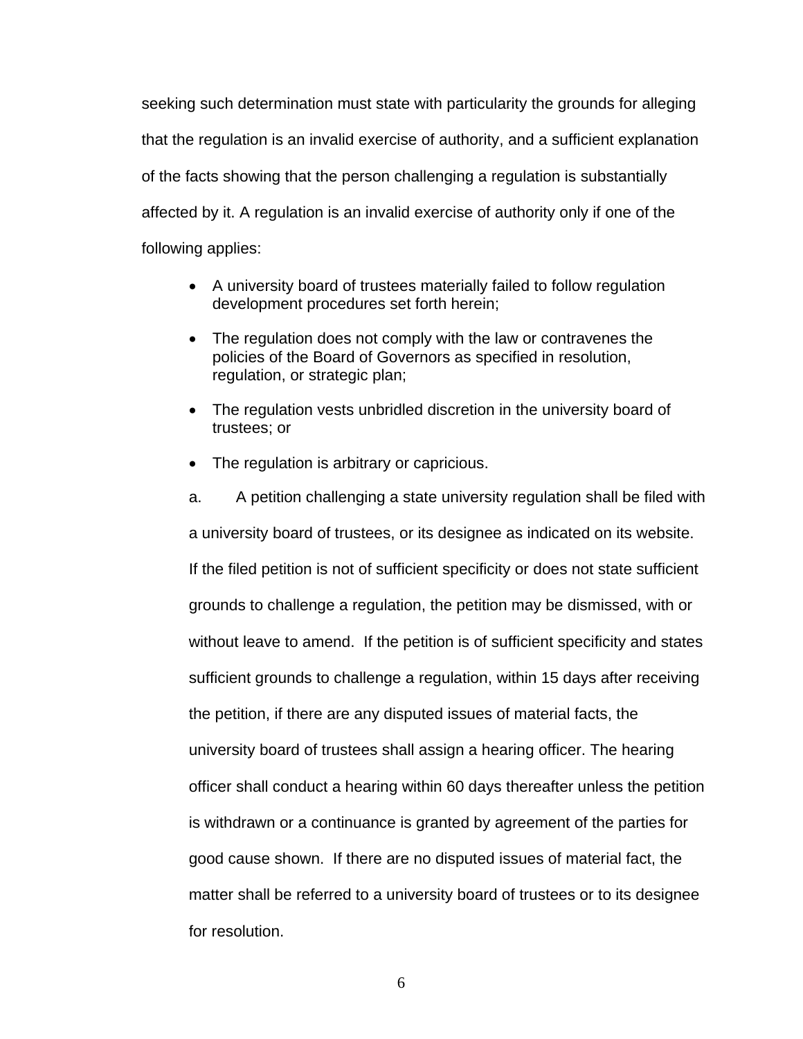seeking such determination must state with particularity the grounds for alleging that the regulation is an invalid exercise of authority, and a sufficient explanation of the facts showing that the person challenging a regulation is substantially affected by it. A regulation is an invalid exercise of authority only if one of the following applies:

- A university board of trustees materially failed to follow regulation development procedures set forth herein;
- The regulation does not comply with the law or contravenes the policies of the Board of Governors as specified in resolution, regulation, or strategic plan;
- The regulation vests unbridled discretion in the university board of trustees; or
- The regulation is arbitrary or capricious.

a. A petition challenging a state university regulation shall be filed with a university board of trustees, or its designee as indicated on its website. If the filed petition is not of sufficient specificity or does not state sufficient grounds to challenge a regulation, the petition may be dismissed, with or without leave to amend. If the petition is of sufficient specificity and states sufficient grounds to challenge a regulation, within 15 days after receiving the petition, if there are any disputed issues of material facts, the university board of trustees shall assign a hearing officer. The hearing officer shall conduct a hearing within 60 days thereafter unless the petition is withdrawn or a continuance is granted by agreement of the parties for good cause shown. If there are no disputed issues of material fact, the matter shall be referred to a university board of trustees or to its designee for resolution.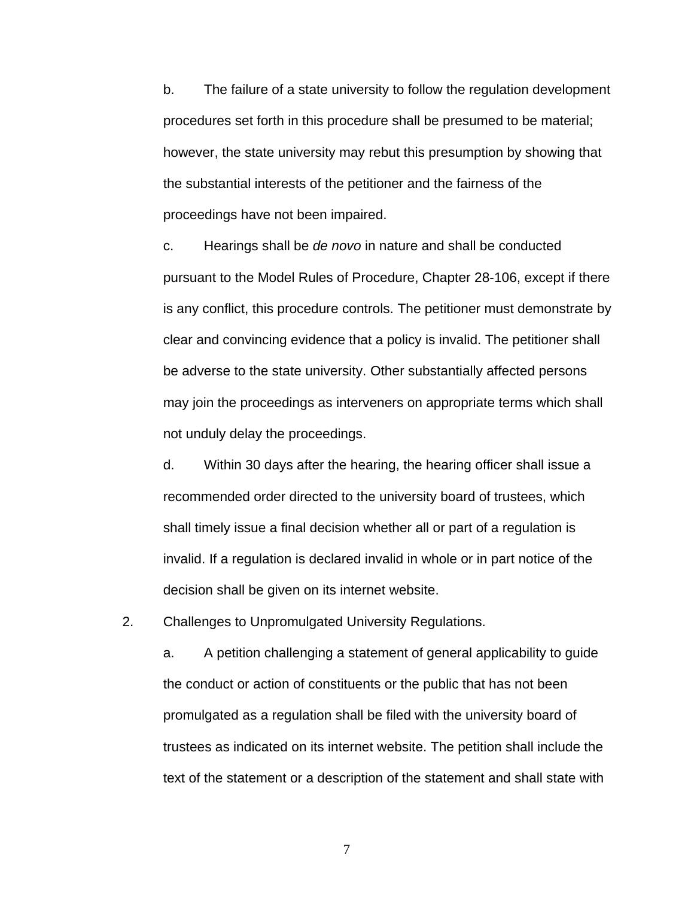b. The failure of a state university to follow the regulation development procedures set forth in this procedure shall be presumed to be material; however, the state university may rebut this presumption by showing that the substantial interests of the petitioner and the fairness of the proceedings have not been impaired.

c. Hearings shall be *de novo* in nature and shall be conducted pursuant to the Model Rules of Procedure, Chapter 28-106, except if there is any conflict, this procedure controls. The petitioner must demonstrate by clear and convincing evidence that a policy is invalid. The petitioner shall be adverse to the state university. Other substantially affected persons may join the proceedings as interveners on appropriate terms which shall not unduly delay the proceedings.

d. Within 30 days after the hearing, the hearing officer shall issue a recommended order directed to the university board of trustees, which shall timely issue a final decision whether all or part of a regulation is invalid. If a regulation is declared invalid in whole or in part notice of the decision shall be given on its internet website.

2. Challenges to Unpromulgated University Regulations.

a. A petition challenging a statement of general applicability to guide the conduct or action of constituents or the public that has not been promulgated as a regulation shall be filed with the university board of trustees as indicated on its internet website. The petition shall include the text of the statement or a description of the statement and shall state with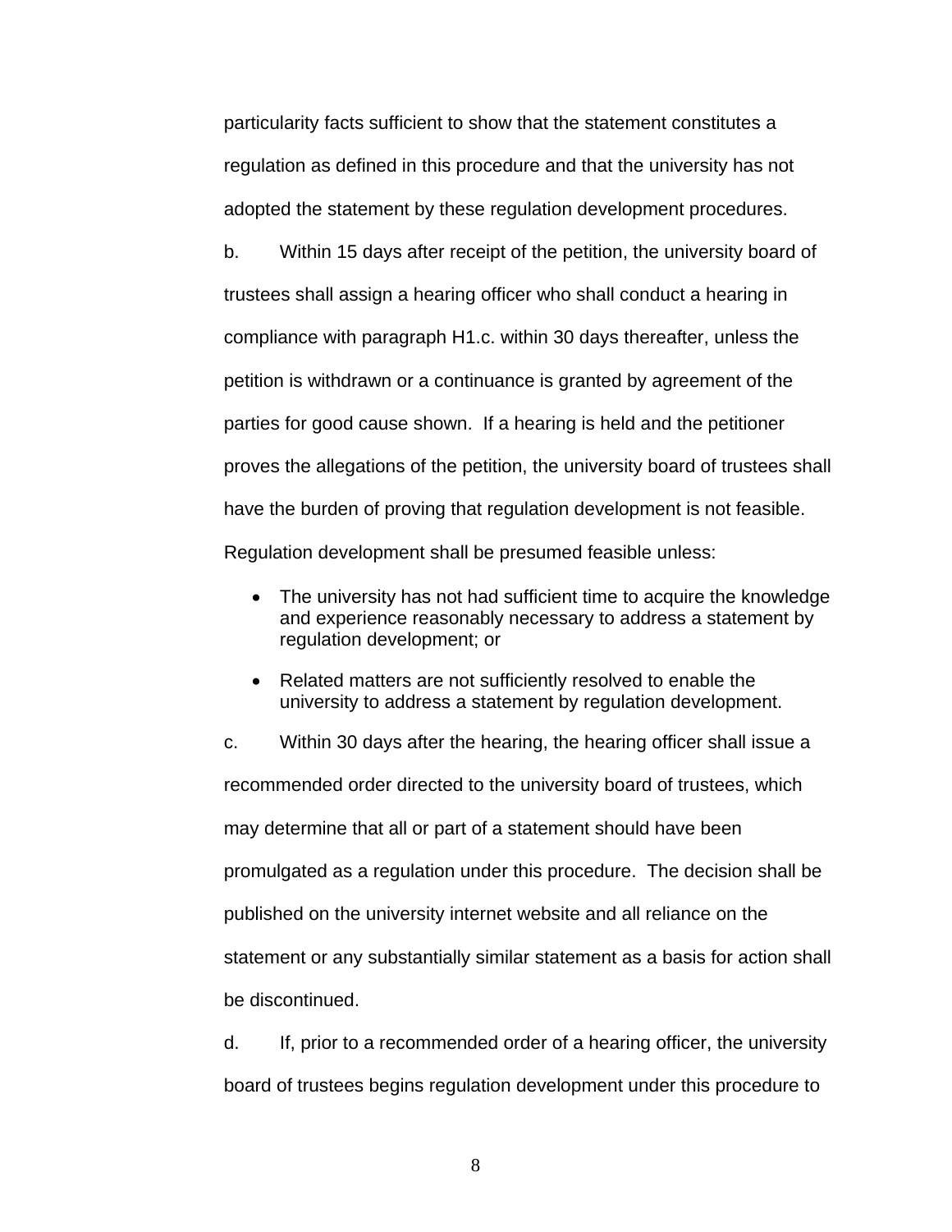particularity facts sufficient to show that the statement constitutes a regulation as defined in this procedure and that the university has not adopted the statement by these regulation development procedures.

b. Within 15 days after receipt of the petition, the university board of trustees shall assign a hearing officer who shall conduct a hearing in compliance with paragraph H1.c. within 30 days thereafter, unless the petition is withdrawn or a continuance is granted by agreement of the parties for good cause shown. If a hearing is held and the petitioner proves the allegations of the petition, the university board of trustees shall have the burden of proving that regulation development is not feasible. Regulation development shall be presumed feasible unless:

- The university has not had sufficient time to acquire the knowledge and experience reasonably necessary to address a statement by regulation development; or
- Related matters are not sufficiently resolved to enable the university to address a statement by regulation development.

c. Within 30 days after the hearing, the hearing officer shall issue a recommended order directed to the university board of trustees, which may determine that all or part of a statement should have been promulgated as a regulation under this procedure. The decision shall be published on the university internet website and all reliance on the statement or any substantially similar statement as a basis for action shall be discontinued.

d. If, prior to a recommended order of a hearing officer, the university board of trustees begins regulation development under this procedure to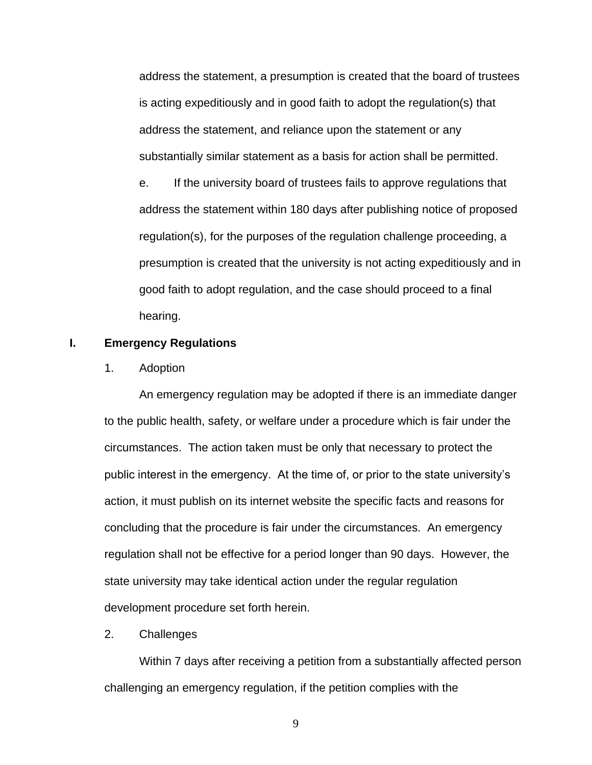address the statement, a presumption is created that the board of trustees is acting expeditiously and in good faith to adopt the regulation(s) that address the statement, and reliance upon the statement or any substantially similar statement as a basis for action shall be permitted.

e. If the university board of trustees fails to approve regulations that address the statement within 180 days after publishing notice of proposed regulation(s), for the purposes of the regulation challenge proceeding, a presumption is created that the university is not acting expeditiously and in good faith to adopt regulation, and the case should proceed to a final hearing.

## I. Emergency Regulations

1. Adoption

An emergency regulation may be adopted if there is an immediate danger to the public health, safety, or welfare under a procedure which is fair under the circumstances. The action taken must be only that necessary to protect the public interest in the emergency. At the time of, or prior to the state university's action, it must publish on its internet website the specific facts and reasons for concluding that the procedure is fair under the circumstances. An emergency regulation shall not be effective for a period longer than 90 days. However, the state university may take identical action under the regular regulation development procedure set forth herein.

2. Challenges

Within 7 days after receiving a petition from a substantially affected person challenging an emergency regulation, if the petition complies with the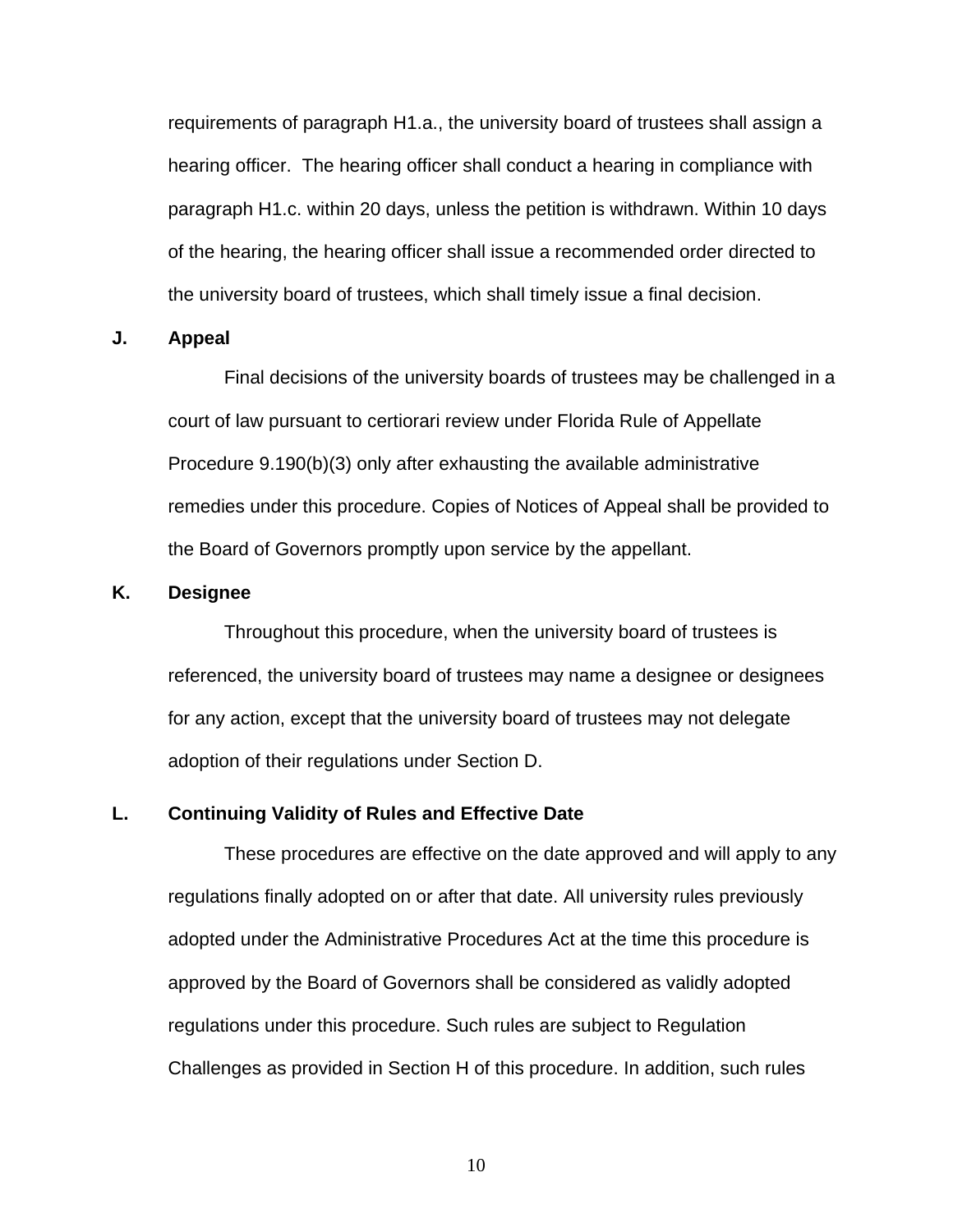requirements of paragraph H1.a., the university board of trustees shall assign a hearing officer. The hearing officer shall conduct a hearing in compliance with paragraph H1.c. within 20 days, unless the petition is withdrawn. Within 10 days of the hearing, the hearing officer shall issue a recommended order directed to the university board of trustees, which shall timely issue a final decision.

**J. Appeal**

Final decisions of the university boards of trustees may be challenged in a court of law pursuant to certiorari review under Florida Rule of Appellate Procedure 9.190(b)(3) only after exhausting the available administrative remedies under this procedure. Copies of Notices of Appeal shall be provided to the Board of Governors promptly upon service by the appellant.

**K. Designee**

Throughout this procedure, when the university board of trustees is referenced, the university board of trustees may name a designee or designees for any action, except that the university board of trustees may not delegate adoption of their regulations under Section D.

**L. Continuing Validity of Rules and Effective Date**

These procedures are effective on the date approved and will apply to any regulations finally adopted on or after that date. All university rules previously adopted under the Administrative Procedures Act at the time this procedure is approved by the Board of Governors shall be considered as validly adopted regulations under this procedure. Such rules are subject to Regulation Challenges as provided in Section H of this procedure. In addition, such rules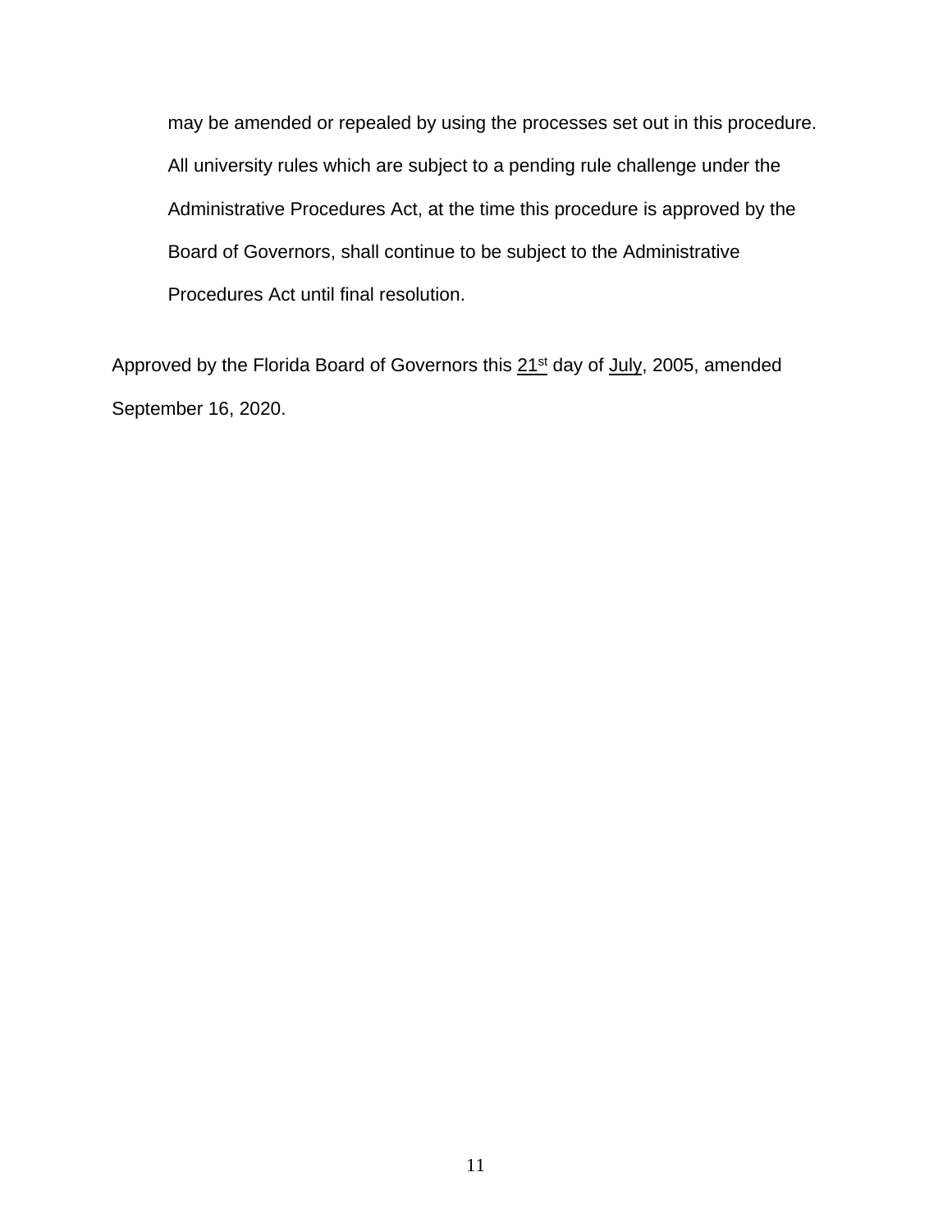may be amended or repealed by using the processes set out in this procedure. All university rules which are subject to a pending rule challenge under the Administrative Procedures Act, at the time this procedure is approved by the Board of Governors, shall continue to be subject to the Administrative Procedures Act until final resolution.

Approved by the Florida Board of Governors this 21st day of July, 2005, amended September 16, 2020.